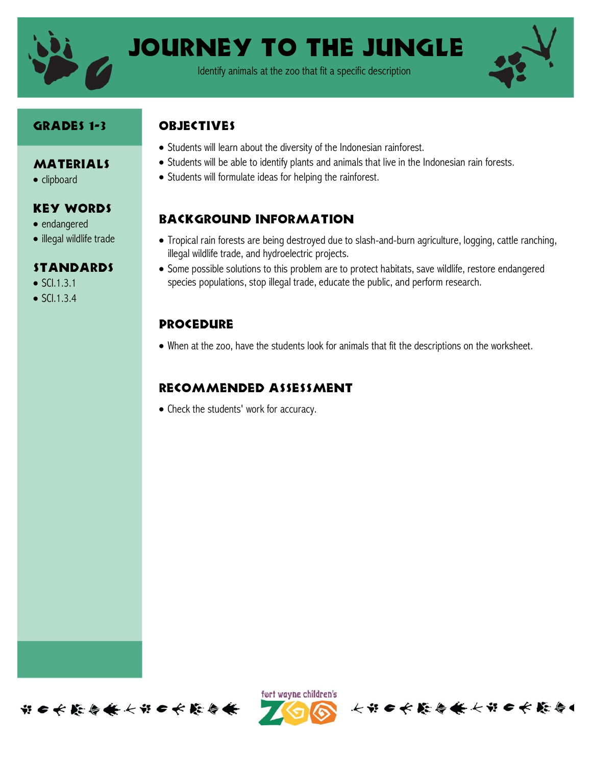# Journey to the Jungle

Identify animals at the zoo that fit a specific description

## Grades 1-3

### Materials

- clipboard

### Key Words

- endangered
- illegal wildlife trade

### Standards

- SCI.1.3.1
- SCI.1.3.4

## Objectives

- Students will learn about the diversity of the Indonesian rainforest.
- Students will be able to identify plants and animals that live in the Indonesian rain forests.
- Students will formulate ideas for helping the rainforest.

## Background Information

- Tropical rain forests are being destroyed due to slash-and-burn agriculture, logging, cattle ranching, illegal wildlife trade, and hydroelectric projects.
- Some possible solutions to this problem are to protect habitats, save wildlife, restore endangered species populations, stop illegal trade, educate the public, and perform research.

## Procedure

- When at the zoo, have the students look for animals that fit the descriptions on the worksheet.

## Recommended Assessment

- Check the students' work for accuracy.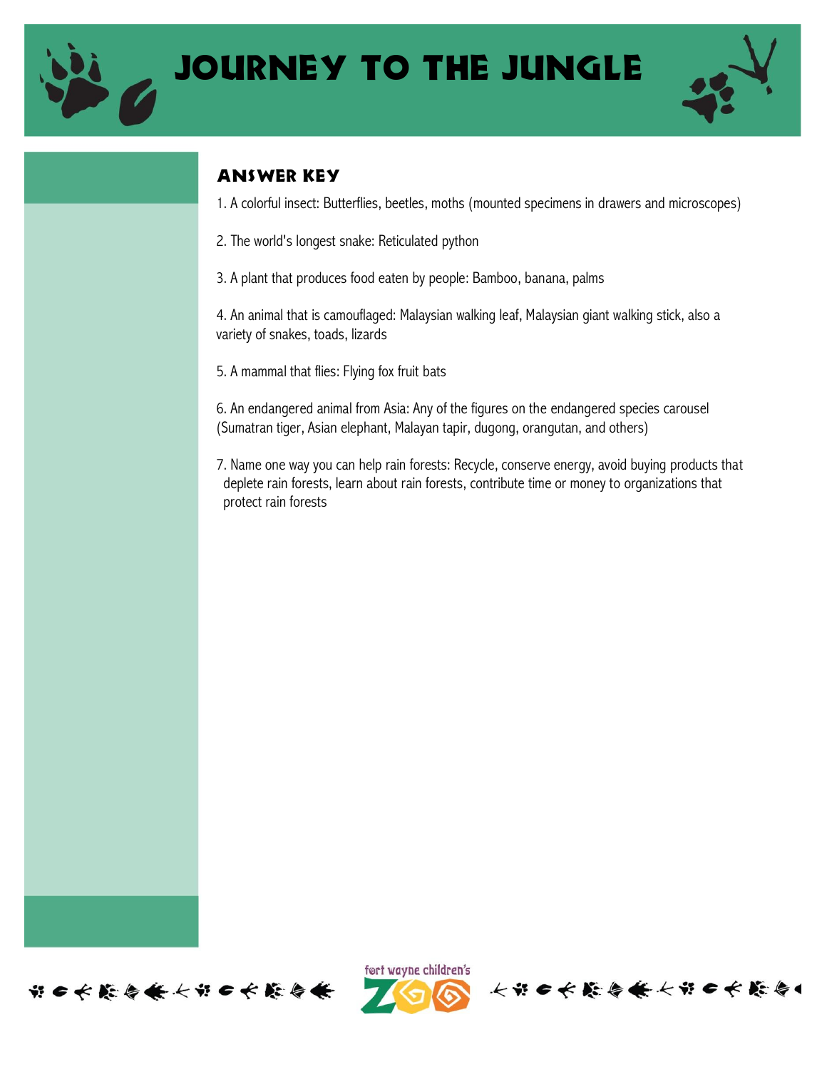# Journey to the Jungle

## Answer Key

1. A colorful insect: Butterflies, beetles, moths (mounted specimens in drawers and microscopes)

2. The world's longest snake: Reticulated python

3. A plant that produces food eaten by people: Bamboo, banana, palms

4. An animal that is camouflaged: Malaysian walking leaf, Malaysian giant walking stick, also a variety of snakes, toads, lizards

5. A mammal that flies: Flying fox fruit bats

6. An endangered animal from Asia: Any of the figures on the endangered species carousel (Sumatran tiger, Asian elephant, Malayan tapir, dugong, orangutan, and others)

7. Name one way you can help rain forests: Recycle, conserve energy, avoid buying products that deplete rain forests, learn about rain forests, contribute time or money to organizations that protect rain forests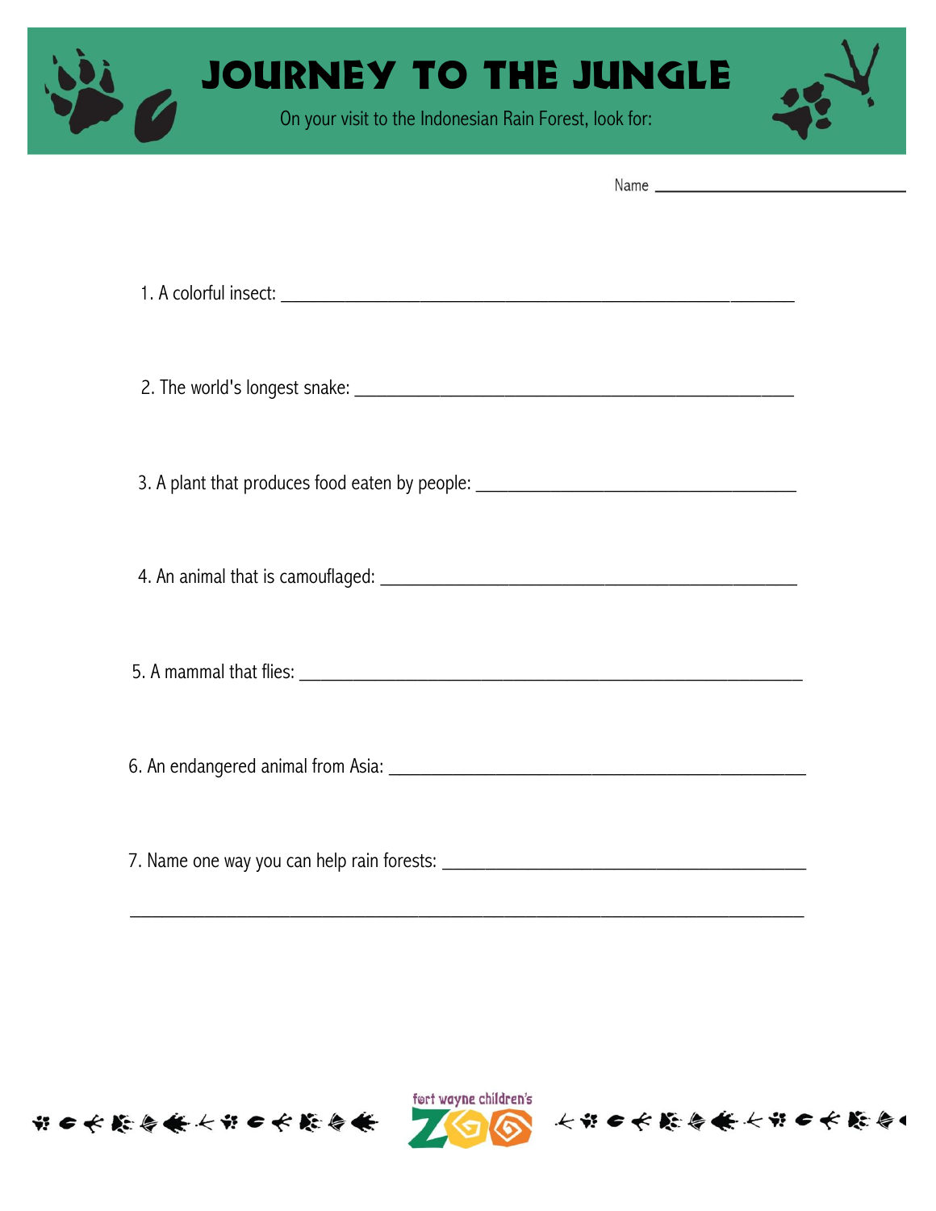# JOURNEY TO THE JUNGLE

On your visit to the Indonesian Rain Forest, look for:

Name ______________________________

1. A colorful insect: ____________________________________________________

2. The world's longest snake: ____________________________________________

3. A plant that produces food eaten by people: _____________________________

4. An animal that is camouflaged: ________________________________________

5. A mammal that flies: _________________________________________________

6. An endangered animal from Asia: ______________________________________

7. Name one way you can help rain forests: _________________________________

_________________________________________________________________________

fort wayne children's ZOO